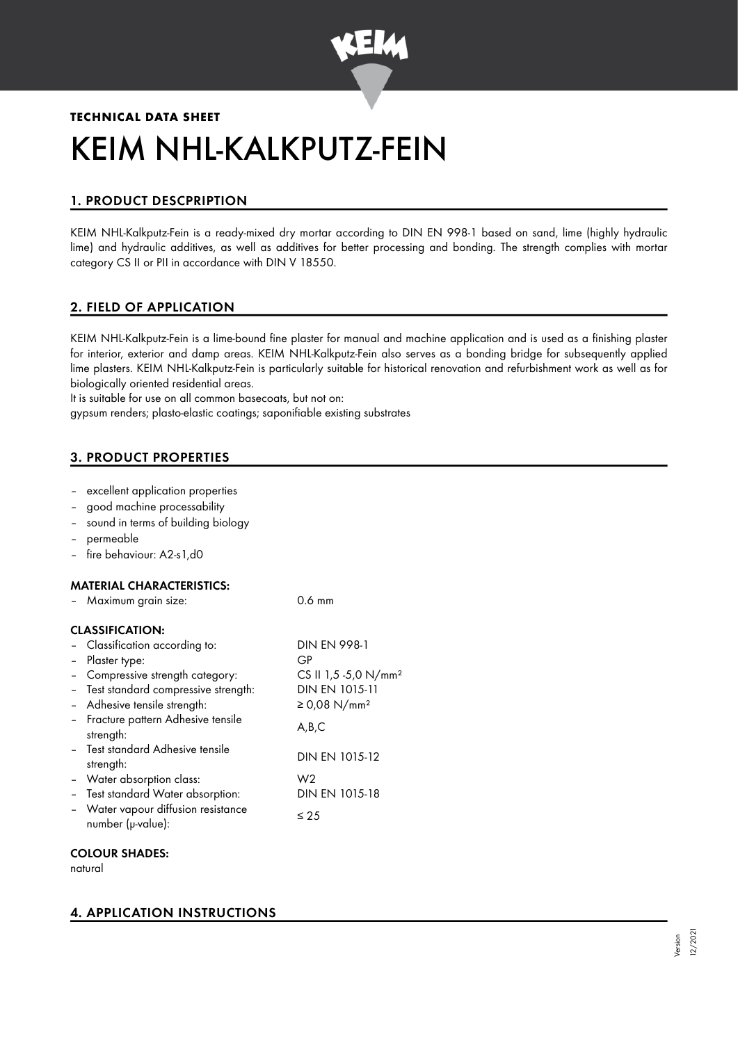**TECHNICAL DATA SHEET**

# KEIM NHL-KALKPUTZ-FEIN

## 1. PRODUCT DESCPRIPTION

KEIM NHL-Kalkputz-Fein is a ready-mixed dry mortar according to DIN EN 998-1 based on sand, lime (highly hydraulic lime) and hydraulic additives, as well as additives for better processing and bonding. The strength complies with mortar category CS II or PII in accordance with DIN V 18550.

## 2. FIELD OF APPLICATION

KEIM NHL-Kalkputz-Fein is a lime-bound fine plaster for manual and machine application and is used as a finishing plaster for interior, exterior and damp areas. KEIM NHL-Kalkputz-Fein also serves as a bonding bridge for subsequently applied lime plasters. KEIM NHL-Kalkputz-Fein is particularly suitable for historical renovation and refurbishment work as well as for biologically oriented residential areas.

It is suitable for use on all common basecoats, but not on:

gypsum renders; plasto-elastic coatings; saponifiable existing substrates

## 3. PRODUCT PROPERTIES

- excellent application properties
- good machine processability
- sound in terms of building biology
- permeable
- fire behaviour: A2-s1,d0

### MATERIAL CHARACTERISTICS:

| | |
|---|---|
| – Maximum grain size: | 0.6 mm |

### CLASSIFICATION:

| | |
|---|---|
| – Classification according to: | DIN EN 998-1 |
| – Plaster type: | GP |
| – Compressive strength category: | CS II 1,5 -5,0 N/mm² |
| – Test standard compressive strength: | DIN EN 1015-11 |
| – Adhesive tensile strength: | ≥ 0,08 N/mm² |
| – Fracture pattern Adhesive tensile strength: | A,B,C |
| – Test standard Adhesive tensile strength: | DIN EN 1015-12 |
| – Water absorption class: | W2 |
| – Test standard Water absorption: | DIN EN 1015-18 |
| – Water vapour diffusion resistance number (μ-value): | ≤ 25 |

### COLOUR SHADES:

natural

## 4. APPLICATION INSTRUCTIONS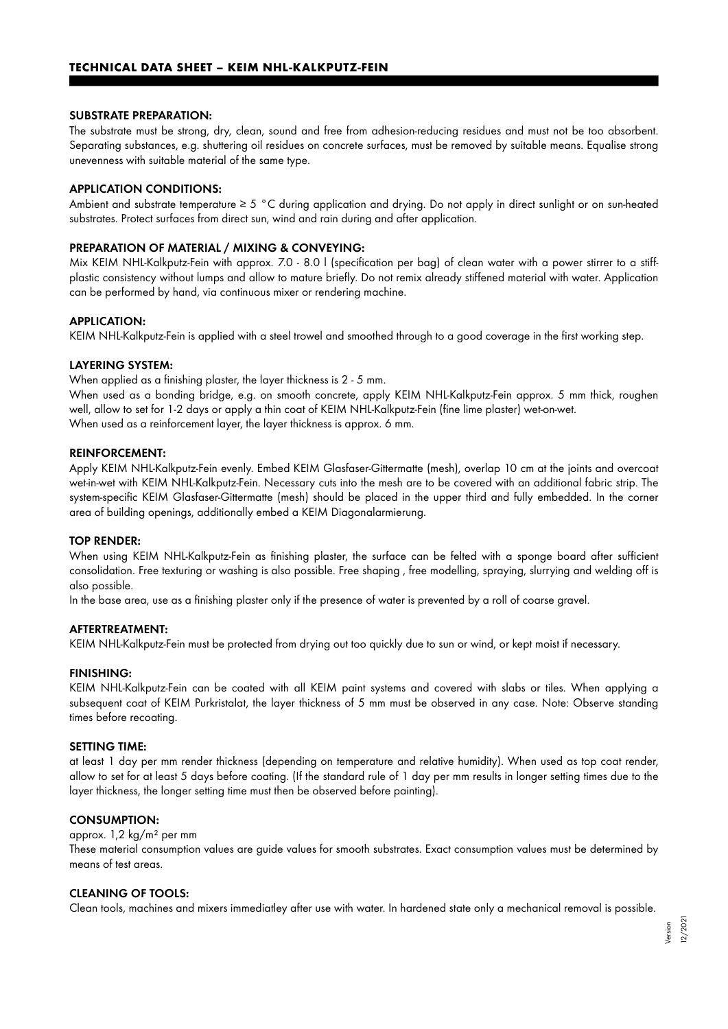## SUBSTRATE PREPARATION:

The substrate must be strong, dry, clean, sound and free from adhesion-reducing residues and must not be too absorbent. Separating substances, e.g. shuttering oil residues on concrete surfaces, must be removed by suitable means. Equalise strong unevenness with suitable material of the same type.

## APPLICATION CONDITIONS:

Ambient and substrate temperature ≥ 5 °C during application and drying. Do not apply in direct sunlight or on sun-heated substrates. Protect surfaces from direct sun, wind and rain during and after application.

## PREPARATION OF MATERIAL / MIXING & CONVEYING:

Mix KEIM NHL-Kalkputz-Fein with approx. 7.0 - 8.0 l (specification per bag) of clean water with a power stirrer to a stiff-plastic consistency without lumps and allow to mature briefly. Do not remix already stiffened material with water. Application can be performed by hand, via continuous mixer or rendering machine.

## APPLICATION:

KEIM NHL-Kalkputz-Fein is applied with a steel trowel and smoothed through to a good coverage in the first working step.

## LAYERING SYSTEM:

When applied as a finishing plaster, the layer thickness is 2 - 5 mm.
When used as a bonding bridge, e.g. on smooth concrete, apply KEIM NHL-Kalkputz-Fein approx. 5 mm thick, roughen well, allow to set for 1-2 days or apply a thin coat of KEIM NHL-Kalkputz-Fein (fine lime plaster) wet-on-wet.
When used as a reinforcement layer, the layer thickness is approx. 6 mm.

## REINFORCEMENT:

Apply KEIM NHL-Kalkputz-Fein evenly. Embed KEIM Glasfaser-Gittermatte (mesh), overlap 10 cm at the joints and overcoat wet-in-wet with KEIM NHL-Kalkputz-Fein. Necessary cuts into the mesh are to be covered with an additional fabric strip. The system-specific KEIM Glasfaser-Gittermatte (mesh) should be placed in the upper third and fully embedded. In the corner area of building openings, additionally embed a KEIM Diagonalarmierung.

## TOP RENDER:

When using KEIM NHL-Kalkputz-Fein as finishing plaster, the surface can be felted with a sponge board after sufficient consolidation. Free texturing or washing is also possible. Free shaping , free modelling, spraying, slurrying and welding off is also possible.
In the base area, use as a finishing plaster only if the presence of water is prevented by a roll of coarse gravel.

## AFTERTREATMENT:

KEIM NHL-Kalkputz-Fein must be protected from drying out too quickly due to sun or wind, or kept moist if necessary.

## FINISHING:

KEIM NHL-Kalkputz-Fein can be coated with all KEIM paint systems and covered with slabs or tiles. When applying a subsequent coat of KEIM Purkristalat, the layer thickness of 5 mm must be observed in any case. Note: Observe standing times before recoating.

## SETTING TIME:

at least 1 day per mm render thickness (depending on temperature and relative humidity). When used as top coat render, allow to set for at least 5 days before coating. (If the standard rule of 1 day per mm results in longer setting times due to the layer thickness, the longer setting time must then be observed before painting).

## CONSUMPTION:

approx. 1,2 kg/m² per mm
These material consumption values are guide values for smooth substrates. Exact consumption values must be determined by means of test areas.

## CLEANING OF TOOLS:

Clean tools, machines and mixers immediatley after use with water. In hardened state only a mechanical removal is possible.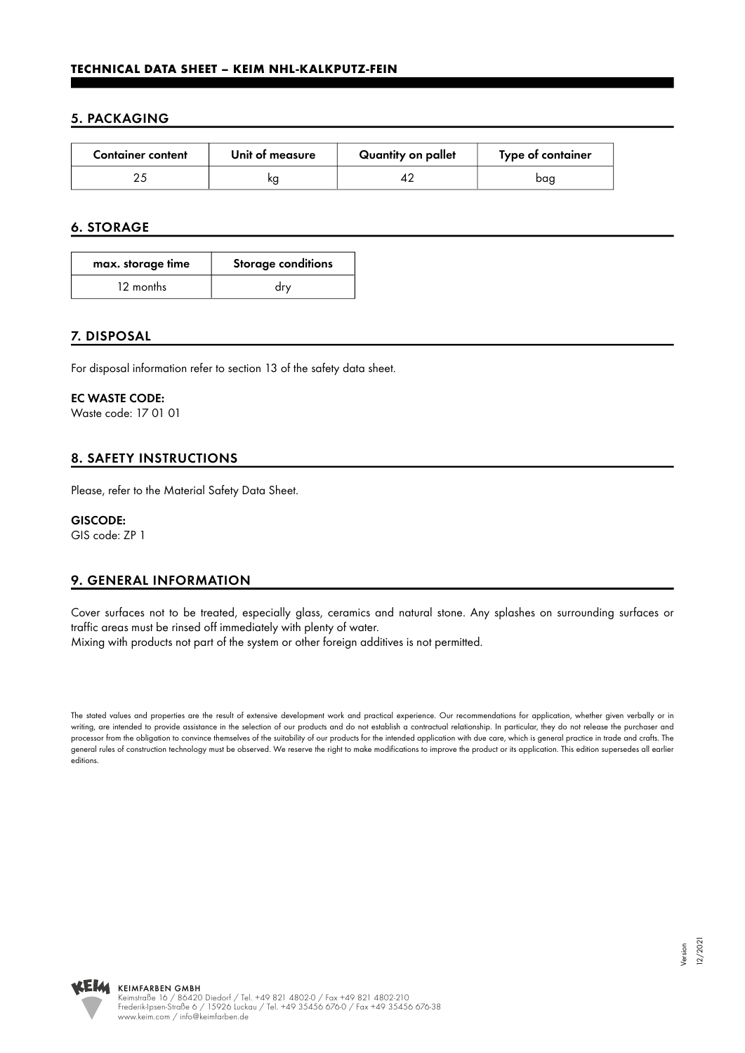## 5. PACKAGING

| Container content | Unit of measure | Quantity on pallet | Type of container |
|---|---|---|---|
| 25 | kg | 42 | bag |

## 6. STORAGE

| max. storage time | Storage conditions |
|---|---|
| 12 months | dry |

## 7. DISPOSAL

For disposal information refer to section 13 of the safety data sheet.

**EC WASTE CODE:**
Waste code: 17 01 01

## 8. SAFETY INSTRUCTIONS

Please, refer to the Material Safety Data Sheet.

**GISCODE:**
GIS code: ZP 1

## 9. GENERAL INFORMATION

Cover surfaces not to be treated, especially glass, ceramics and natural stone. Any splashes on surrounding surfaces or traffic areas must be rinsed off immediately with plenty of water.
Mixing with products not part of the system or other foreign additives is not permitted.

The stated values and properties are the result of extensive development work and practical experience. Our recommendations for application, whether given verbally or in writing, are intended to provide assistance in the selection of our products and do not establish a contractual relationship. In particular, they do not release the purchaser and processor from the obligation to convince themselves of the suitability of our products for the intended application with due care, which is general practice in trade and crafts. The general rules of construction technology must be observed. We reserve the right to make modifications to improve the product or its application. This edition supersedes all earlier editions.

KEIMFARBEN GMBH
Keimstraße 16 / 86420 Diedorf / Tel. +49 821 4802-0 / Fax +49 821 4802-210
Frederik-Ipsen-Straße 6 / 15926 Luckau / Tel. +49 35456 676-0 / Fax +49 35456 676-38
www.keim.com / info@keimfarben.de

Version 12/2021